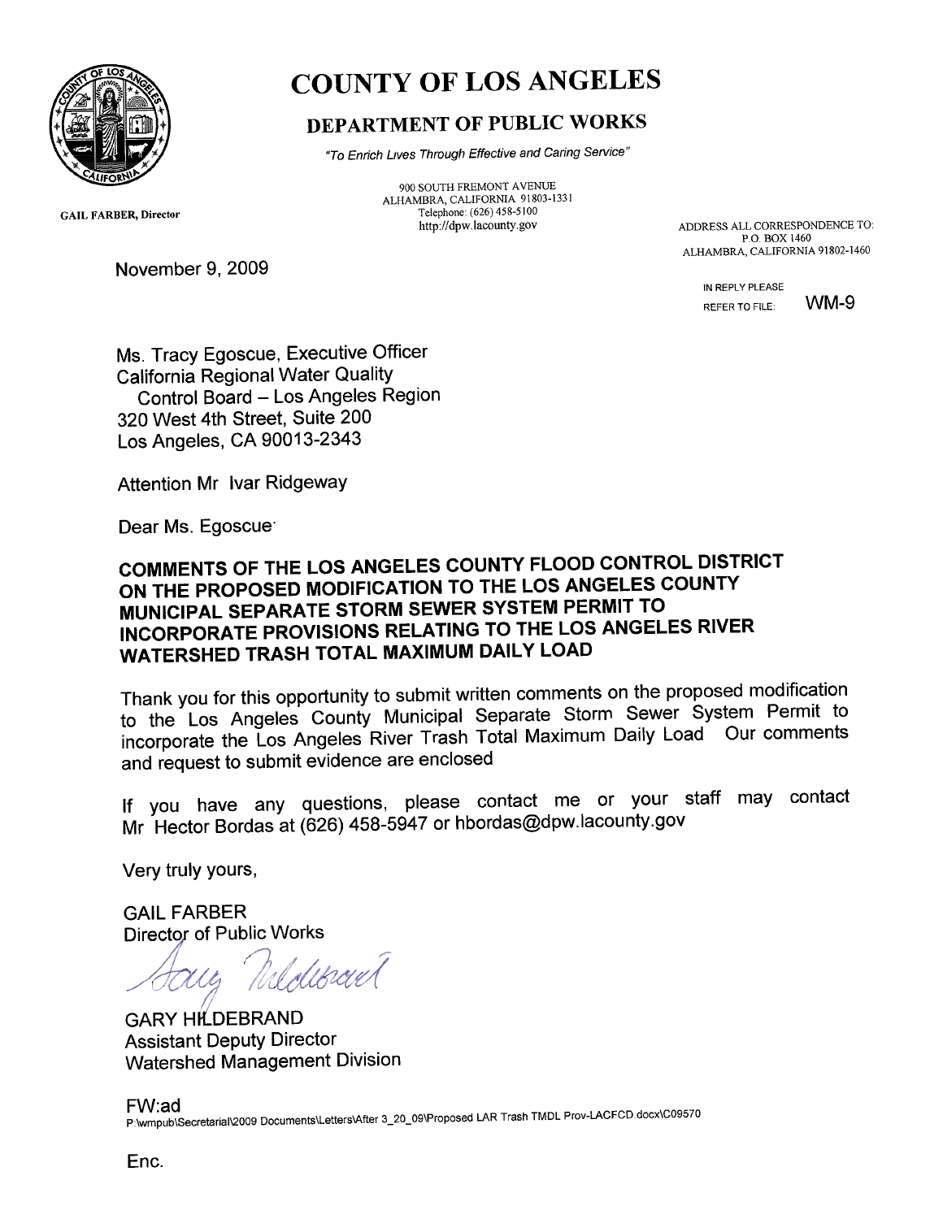# COUNTY OF LOS ANGELES

## DEPARTMENT OF PUBLIC WORKS

*"To Enrich Lives Through Effective and Caring Service"*

900 SOUTH FREMONT AVENUE
ALHAMBRA, CALIFORNIA 91803-1331
Telephone: (626) 458-5100
http://dpw.lacounty.gov

GAIL FARBER, Director

ADDRESS ALL CORRESPONDENCE TO:
P.O. BOX 1460
ALHAMBRA, CALIFORNIA 91802-1460

November 9, 2009

IN REPLY PLEASE
REFER TO FILE: WM-9

Ms. Tracy Egoscue, Executive Officer
California Regional Water Quality
Control Board – Los Angeles Region
320 West 4th Street, Suite 200
Los Angeles, CA 90013-2343

Attention Mr Ivar Ridgeway

Dear Ms. Egoscue·

**COMMENTS OF THE LOS ANGELES COUNTY FLOOD CONTROL DISTRICT ON THE PROPOSED MODIFICATION TO THE LOS ANGELES COUNTY MUNICIPAL SEPARATE STORM SEWER SYSTEM PERMIT TO INCORPORATE PROVISIONS RELATING TO THE LOS ANGELES RIVER WATERSHED TRASH TOTAL MAXIMUM DAILY LOAD**

Thank you for this opportunity to submit written comments on the proposed modification to the Los Angeles County Municipal Separate Storm Sewer System Permit to incorporate the Los Angeles River Trash Total Maximum Daily Load Our comments and request to submit evidence are enclosed

If you have any questions, please contact me or your staff may contact Mr Hector Bordas at (626) 458-5947 or hbordas@dpw.lacounty.gov

Very truly yours,

GAIL FARBER
Director of Public Works

GARY HILDEBRAND
Assistant Deputy Director
Watershed Management Division

FW:ad
P:\wmpub\Secretarial\2009 Documents\Letters\After 3_20_09\Proposed LAR Trash TMDL Prov-LACFCD.docx\C09570

Enc.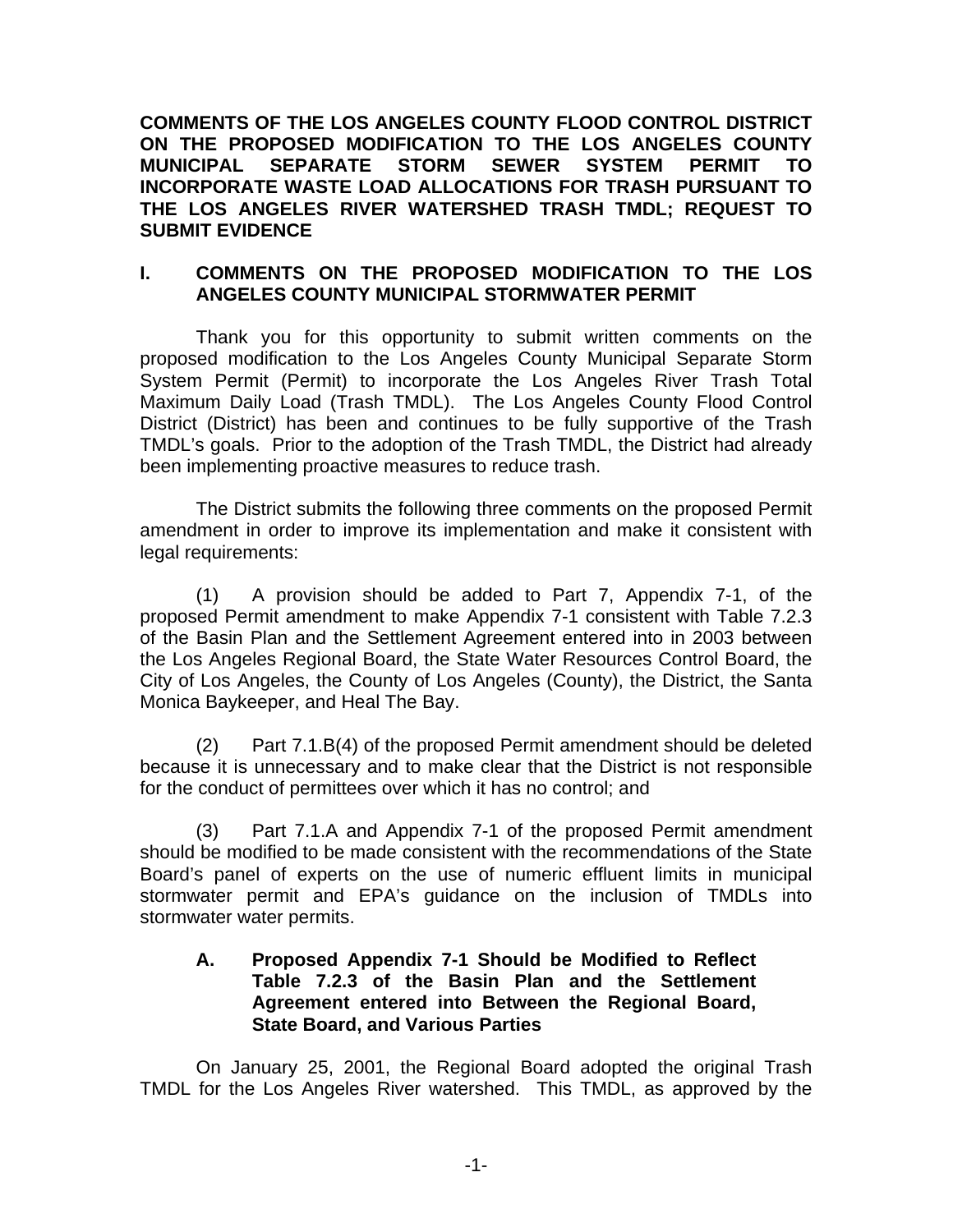**COMMENTS OF THE LOS ANGELES COUNTY FLOOD CONTROL DISTRICT ON THE PROPOSED MODIFICATION TO THE LOS ANGELES COUNTY MUNICIPAL SEPARATE STORM SEWER SYSTEM PERMIT TO INCORPORATE WASTE LOAD ALLOCATIONS FOR TRASH PURSUANT TO THE LOS ANGELES RIVER WATERSHED TRASH TMDL; REQUEST TO SUBMIT EVIDENCE**

## I. COMMENTS ON THE PROPOSED MODIFICATION TO THE LOS ANGELES COUNTY MUNICIPAL STORMWATER PERMIT

Thank you for this opportunity to submit written comments on the proposed modification to the Los Angeles County Municipal Separate Storm System Permit (Permit) to incorporate the Los Angeles River Trash Total Maximum Daily Load (Trash TMDL). The Los Angeles County Flood Control District (District) has been and continues to be fully supportive of the Trash TMDL's goals. Prior to the adoption of the Trash TMDL, the District had already been implementing proactive measures to reduce trash.

The District submits the following three comments on the proposed Permit amendment in order to improve its implementation and make it consistent with legal requirements:

(1) A provision should be added to Part 7, Appendix 7-1, of the proposed Permit amendment to make Appendix 7-1 consistent with Table 7.2.3 of the Basin Plan and the Settlement Agreement entered into in 2003 between the Los Angeles Regional Board, the State Water Resources Control Board, the City of Los Angeles, the County of Los Angeles (County), the District, the Santa Monica Baykeeper, and Heal The Bay.

(2) Part 7.1.B(4) of the proposed Permit amendment should be deleted because it is unnecessary and to make clear that the District is not responsible for the conduct of permittees over which it has no control; and

(3) Part 7.1.A and Appendix 7-1 of the proposed Permit amendment should be modified to be made consistent with the recommendations of the State Board's panel of experts on the use of numeric effluent limits in municipal stormwater permit and EPA's guidance on the inclusion of TMDLs into stormwater water permits.

### A. Proposed Appendix 7-1 Should be Modified to Reflect Table 7.2.3 of the Basin Plan and the Settlement Agreement entered into Between the Regional Board, State Board, and Various Parties

On January 25, 2001, the Regional Board adopted the original Trash TMDL for the Los Angeles River watershed. This TMDL, as approved by the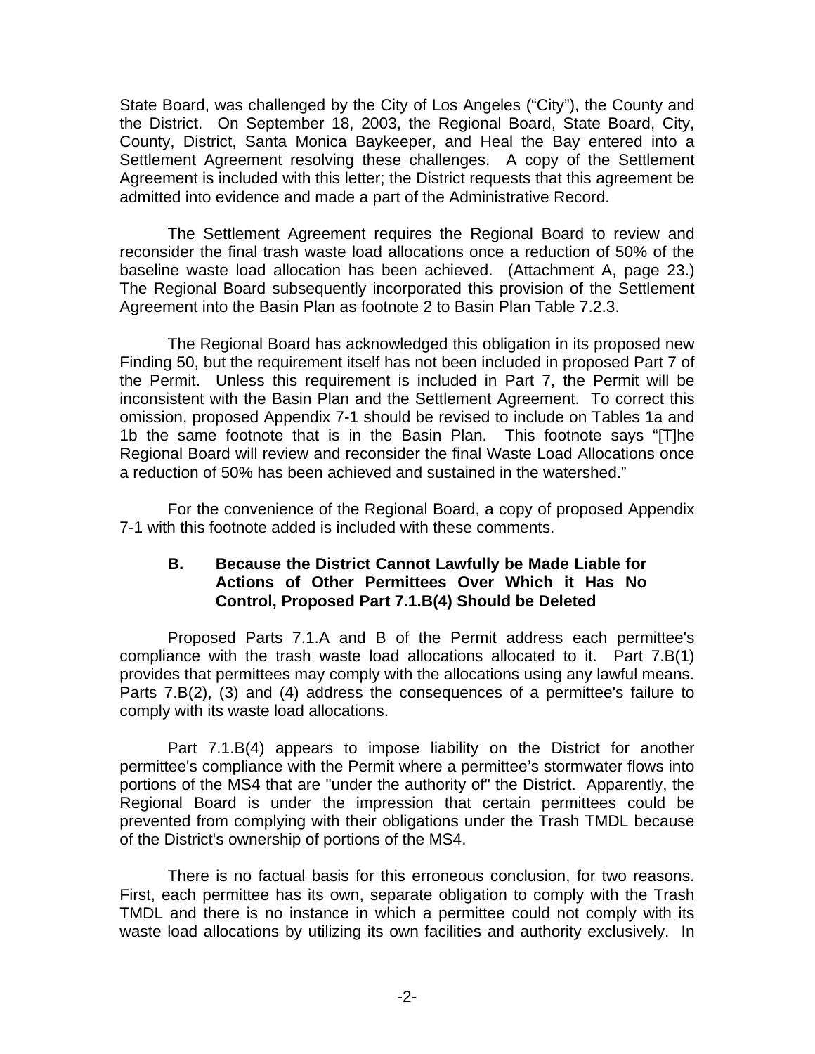State Board, was challenged by the City of Los Angeles ("City"), the County and the District. On September 18, 2003, the Regional Board, State Board, City, County, District, Santa Monica Baykeeper, and Heal the Bay entered into a Settlement Agreement resolving these challenges. A copy of the Settlement Agreement is included with this letter; the District requests that this agreement be admitted into evidence and made a part of the Administrative Record.

The Settlement Agreement requires the Regional Board to review and reconsider the final trash waste load allocations once a reduction of 50% of the baseline waste load allocation has been achieved. (Attachment A, page 23.) The Regional Board subsequently incorporated this provision of the Settlement Agreement into the Basin Plan as footnote 2 to Basin Plan Table 7.2.3.

The Regional Board has acknowledged this obligation in its proposed new Finding 50, but the requirement itself has not been included in proposed Part 7 of the Permit. Unless this requirement is included in Part 7, the Permit will be inconsistent with the Basin Plan and the Settlement Agreement. To correct this omission, proposed Appendix 7-1 should be revised to include on Tables 1a and 1b the same footnote that is in the Basin Plan. This footnote says "[T]he Regional Board will review and reconsider the final Waste Load Allocations once a reduction of 50% has been achieved and sustained in the watershed."

For the convenience of the Regional Board, a copy of proposed Appendix 7-1 with this footnote added is included with these comments.

### B. Because the District Cannot Lawfully be Made Liable for Actions of Other Permittees Over Which it Has No Control, Proposed Part 7.1.B(4) Should be Deleted

Proposed Parts 7.1.A and B of the Permit address each permittee's compliance with the trash waste load allocations allocated to it. Part 7.B(1) provides that permittees may comply with the allocations using any lawful means. Parts 7.B(2), (3) and (4) address the consequences of a permittee's failure to comply with its waste load allocations.

Part 7.1.B(4) appears to impose liability on the District for another permittee's compliance with the Permit where a permittee's stormwater flows into portions of the MS4 that are "under the authority of" the District. Apparently, the Regional Board is under the impression that certain permittees could be prevented from complying with their obligations under the Trash TMDL because of the District's ownership of portions of the MS4.

There is no factual basis for this erroneous conclusion, for two reasons. First, each permittee has its own, separate obligation to comply with the Trash TMDL and there is no instance in which a permittee could not comply with its waste load allocations by utilizing its own facilities and authority exclusively. In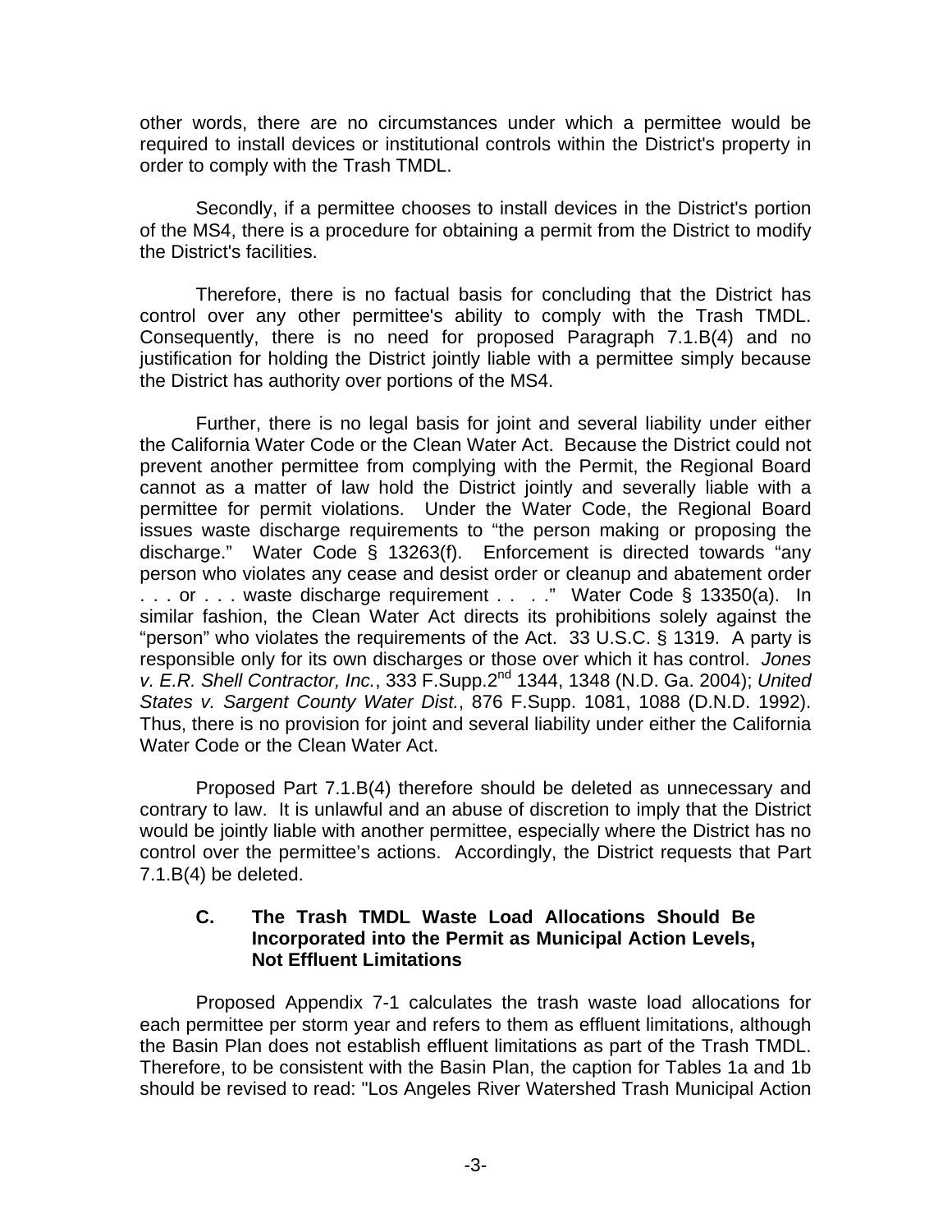other words, there are no circumstances under which a permittee would be required to install devices or institutional controls within the District's property in order to comply with the Trash TMDL.

Secondly, if a permittee chooses to install devices in the District's portion of the MS4, there is a procedure for obtaining a permit from the District to modify the District's facilities.

Therefore, there is no factual basis for concluding that the District has control over any other permittee's ability to comply with the Trash TMDL. Consequently, there is no need for proposed Paragraph 7.1.B(4) and no justification for holding the District jointly liable with a permittee simply because the District has authority over portions of the MS4.

Further, there is no legal basis for joint and several liability under either the California Water Code or the Clean Water Act. Because the District could not prevent another permittee from complying with the Permit, the Regional Board cannot as a matter of law hold the District jointly and severally liable with a permittee for permit violations. Under the Water Code, the Regional Board issues waste discharge requirements to "the person making or proposing the discharge." Water Code § 13263(f). Enforcement is directed towards "any person who violates any cease and desist order or cleanup and abatement order . . . or . . . waste discharge requirement . . . ." Water Code § 13350(a). In similar fashion, the Clean Water Act directs its prohibitions solely against the "person" who violates the requirements of the Act. 33 U.S.C. § 1319. A party is responsible only for its own discharges or those over which it has control. *Jones v. E.R. Shell Contractor, Inc.*, 333 F.Supp.2nd 1344, 1348 (N.D. Ga. 2004); *United States v. Sargent County Water Dist.*, 876 F.Supp. 1081, 1088 (D.N.D. 1992). Thus, there is no provision for joint and several liability under either the California Water Code or the Clean Water Act.

Proposed Part 7.1.B(4) therefore should be deleted as unnecessary and contrary to law. It is unlawful and an abuse of discretion to imply that the District would be jointly liable with another permittee, especially where the District has no control over the permittee's actions. Accordingly, the District requests that Part 7.1.B(4) be deleted.

### C. The Trash TMDL Waste Load Allocations Should Be Incorporated into the Permit as Municipal Action Levels, Not Effluent Limitations

Proposed Appendix 7-1 calculates the trash waste load allocations for each permittee per storm year and refers to them as effluent limitations, although the Basin Plan does not establish effluent limitations as part of the Trash TMDL. Therefore, to be consistent with the Basin Plan, the caption for Tables 1a and 1b should be revised to read: "Los Angeles River Watershed Trash Municipal Action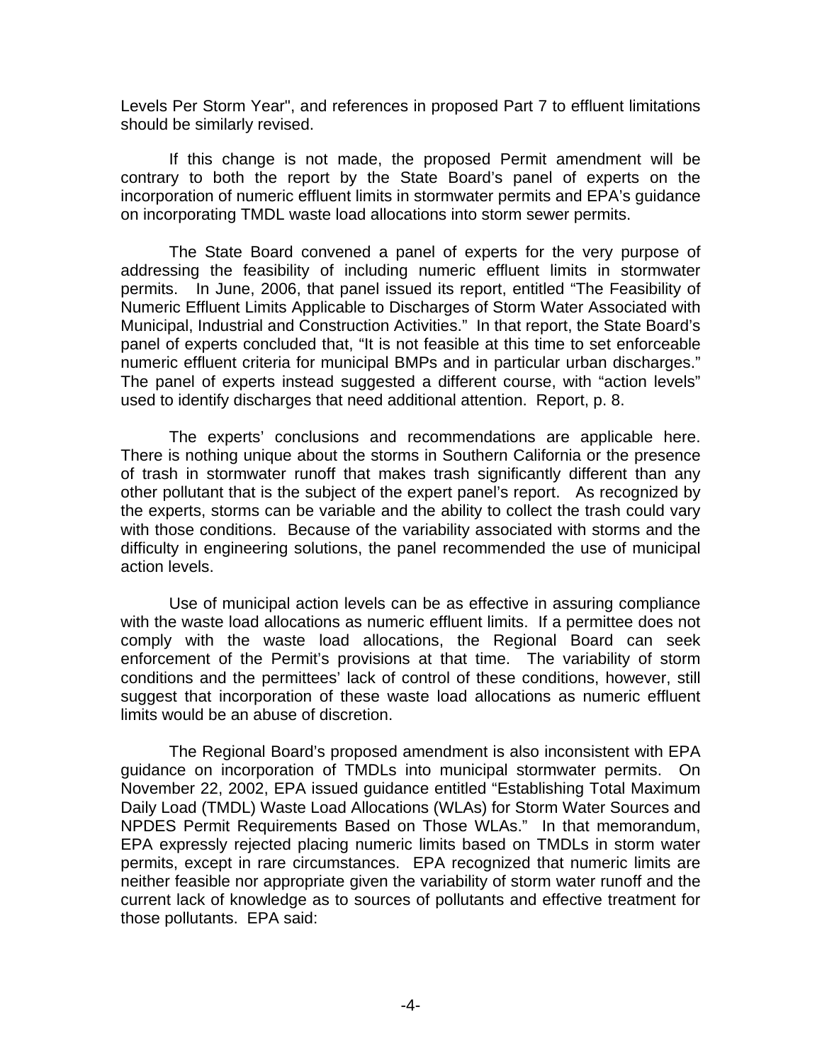Levels Per Storm Year", and references in proposed Part 7 to effluent limitations should be similarly revised.

If this change is not made, the proposed Permit amendment will be contrary to both the report by the State Board's panel of experts on the incorporation of numeric effluent limits in stormwater permits and EPA's guidance on incorporating TMDL waste load allocations into storm sewer permits.

The State Board convened a panel of experts for the very purpose of addressing the feasibility of including numeric effluent limits in stormwater permits. In June, 2006, that panel issued its report, entitled "The Feasibility of Numeric Effluent Limits Applicable to Discharges of Storm Water Associated with Municipal, Industrial and Construction Activities." In that report, the State Board's panel of experts concluded that, "It is not feasible at this time to set enforceable numeric effluent criteria for municipal BMPs and in particular urban discharges." The panel of experts instead suggested a different course, with "action levels" used to identify discharges that need additional attention. Report, p. 8.

The experts' conclusions and recommendations are applicable here. There is nothing unique about the storms in Southern California or the presence of trash in stormwater runoff that makes trash significantly different than any other pollutant that is the subject of the expert panel's report. As recognized by the experts, storms can be variable and the ability to collect the trash could vary with those conditions. Because of the variability associated with storms and the difficulty in engineering solutions, the panel recommended the use of municipal action levels.

Use of municipal action levels can be as effective in assuring compliance with the waste load allocations as numeric effluent limits. If a permittee does not comply with the waste load allocations, the Regional Board can seek enforcement of the Permit's provisions at that time. The variability of storm conditions and the permittees' lack of control of these conditions, however, still suggest that incorporation of these waste load allocations as numeric effluent limits would be an abuse of discretion.

The Regional Board's proposed amendment is also inconsistent with EPA guidance on incorporation of TMDLs into municipal stormwater permits. On November 22, 2002, EPA issued guidance entitled "Establishing Total Maximum Daily Load (TMDL) Waste Load Allocations (WLAs) for Storm Water Sources and NPDES Permit Requirements Based on Those WLAs." In that memorandum, EPA expressly rejected placing numeric limits based on TMDLs in storm water permits, except in rare circumstances. EPA recognized that numeric limits are neither feasible nor appropriate given the variability of storm water runoff and the current lack of knowledge as to sources of pollutants and effective treatment for those pollutants. EPA said: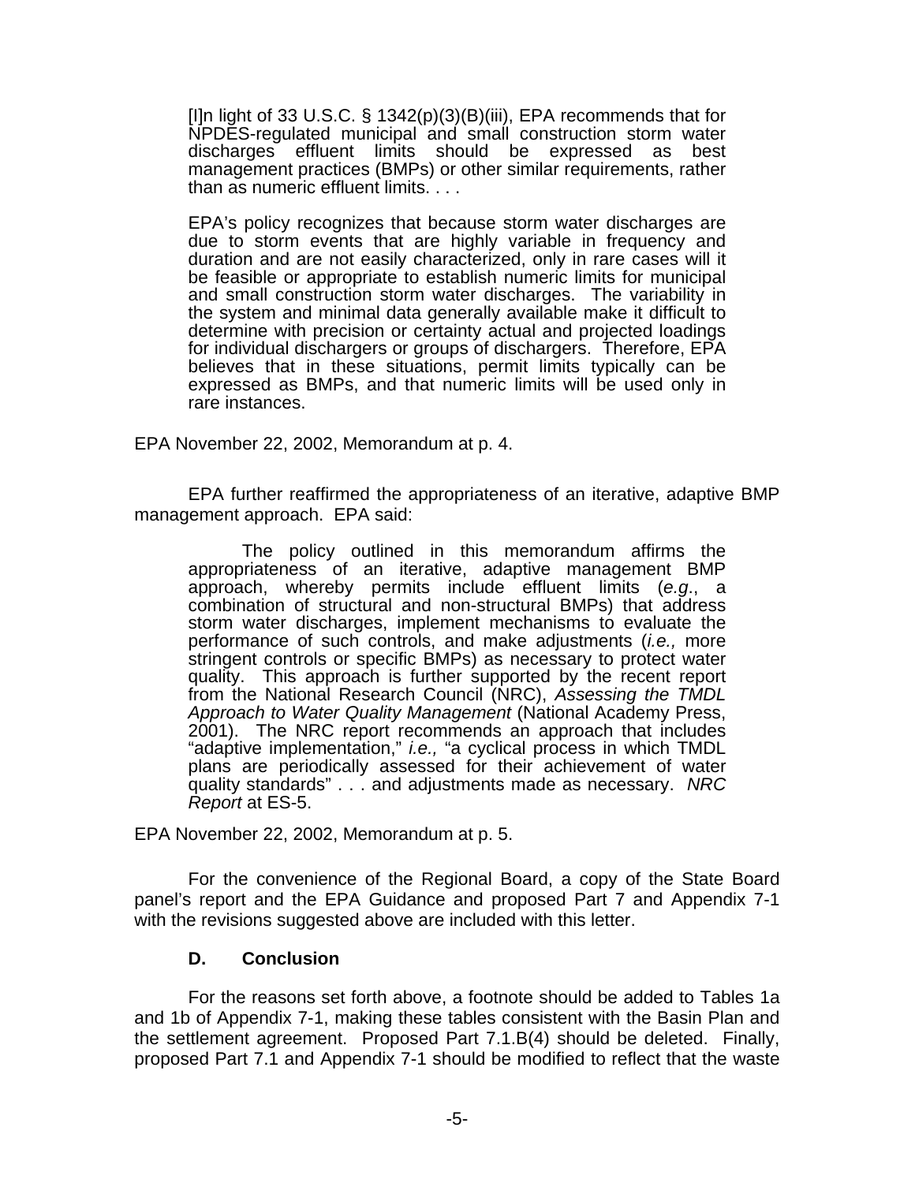> [I]n light of 33 U.S.C. § 1342(p)(3)(B)(iii), EPA recommends that for NPDES-regulated municipal and small construction storm water discharges effluent limits should be expressed as best management practices (BMPs) or other similar requirements, rather than as numeric effluent limits. . . .
>
> EPA's policy recognizes that because storm water discharges are due to storm events that are highly variable in frequency and duration and are not easily characterized, only in rare cases will it be feasible or appropriate to establish numeric limits for municipal and small construction storm water discharges. The variability in the system and minimal data generally available make it difficult to determine with precision or certainty actual and projected loadings for individual dischargers or groups of dischargers. Therefore, EPA believes that in these situations, permit limits typically can be expressed as BMPs, and that numeric limits will be used only in rare instances.

EPA November 22, 2002, Memorandum at p. 4.

EPA further reaffirmed the appropriateness of an iterative, adaptive BMP management approach. EPA said:

> The policy outlined in this memorandum affirms the appropriateness of an iterative, adaptive management BMP approach, whereby permits include effluent limits (*e.g*., a combination of structural and non-structural BMPs) that address storm water discharges, implement mechanisms to evaluate the performance of such controls, and make adjustments (*i.e.,* more stringent controls or specific BMPs) as necessary to protect water quality. This approach is further supported by the recent report from the National Research Council (NRC), *Assessing the TMDL Approach to Water Quality Management* (National Academy Press, 2001). The NRC report recommends an approach that includes "adaptive implementation," *i.e.,* "a cyclical process in which TMDL plans are periodically assessed for their achievement of water quality standards" . . . and adjustments made as necessary. *NRC Report* at ES-5.

EPA November 22, 2002, Memorandum at p. 5.

For the convenience of the Regional Board, a copy of the State Board panel's report and the EPA Guidance and proposed Part 7 and Appendix 7-1 with the revisions suggested above are included with this letter.

### D. Conclusion

For the reasons set forth above, a footnote should be added to Tables 1a and 1b of Appendix 7-1, making these tables consistent with the Basin Plan and the settlement agreement. Proposed Part 7.1.B(4) should be deleted. Finally, proposed Part 7.1 and Appendix 7-1 should be modified to reflect that the waste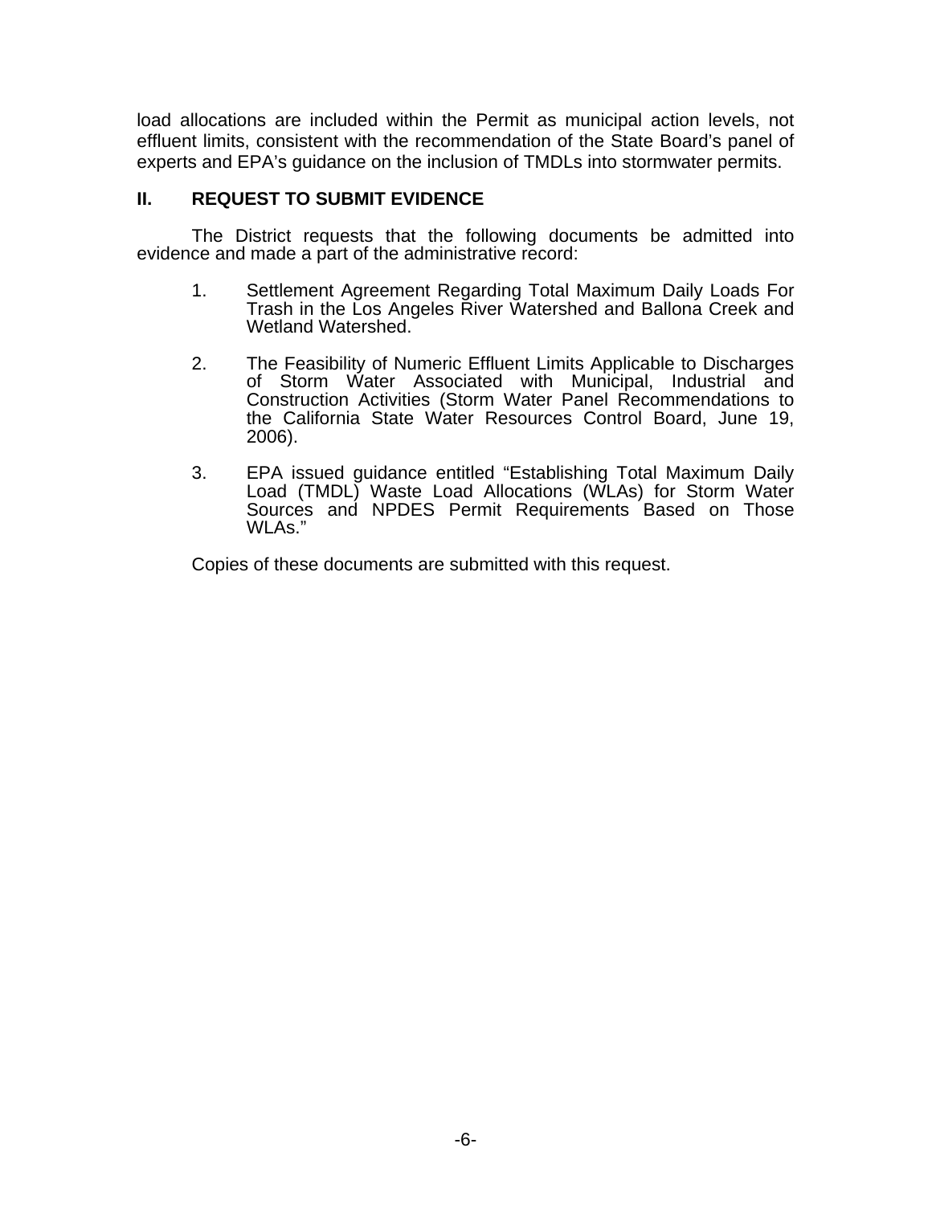load allocations are included within the Permit as municipal action levels, not effluent limits, consistent with the recommendation of the State Board's panel of experts and EPA's guidance on the inclusion of TMDLs into stormwater permits.

## II. REQUEST TO SUBMIT EVIDENCE

The District requests that the following documents be admitted into evidence and made a part of the administrative record:

1. Settlement Agreement Regarding Total Maximum Daily Loads For Trash in the Los Angeles River Watershed and Ballona Creek and Wetland Watershed.

2. The Feasibility of Numeric Effluent Limits Applicable to Discharges of Storm Water Associated with Municipal, Industrial and Construction Activities (Storm Water Panel Recommendations to the California State Water Resources Control Board, June 19, 2006).

3. EPA issued guidance entitled "Establishing Total Maximum Daily Load (TMDL) Waste Load Allocations (WLAs) for Storm Water Sources and NPDES Permit Requirements Based on Those WLAs."

Copies of these documents are submitted with this request.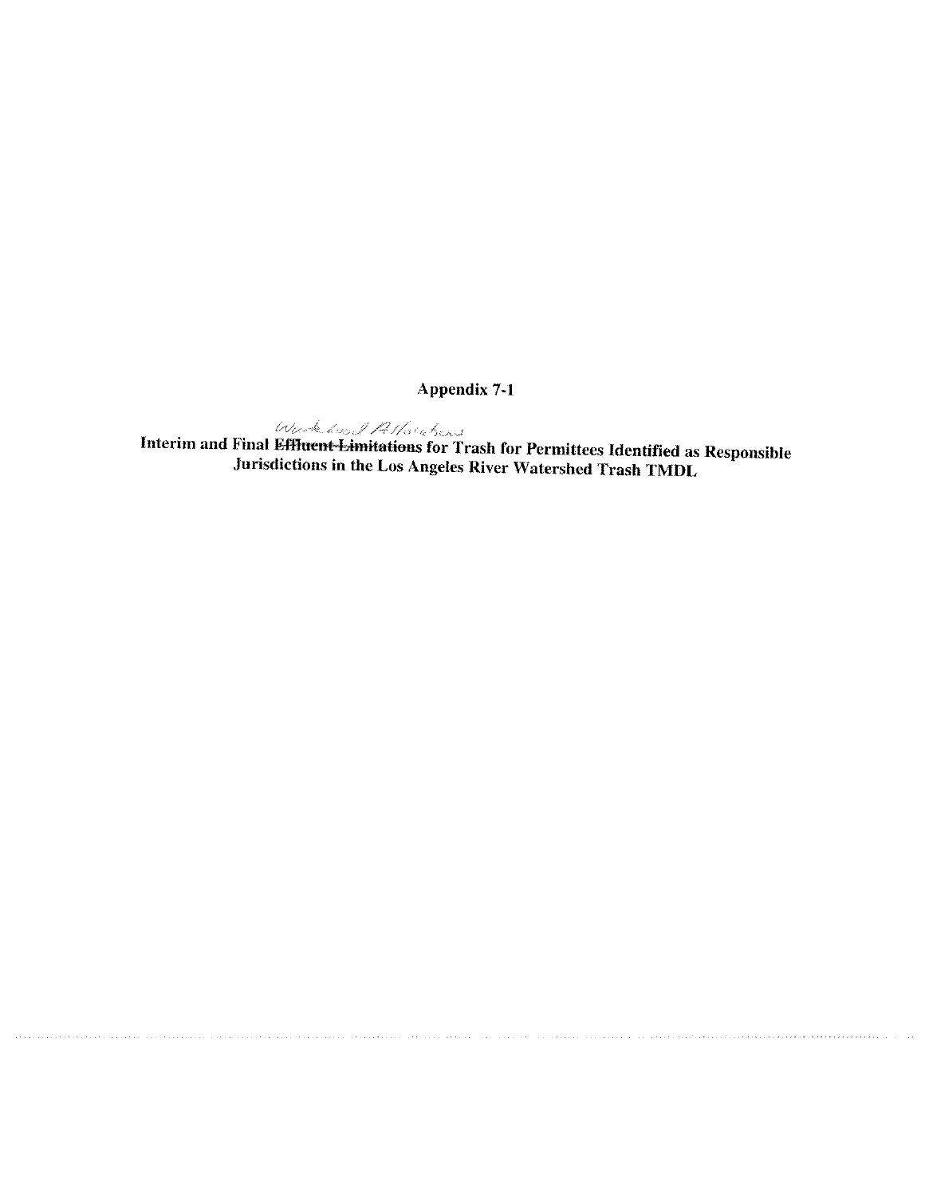**Appendix 7-1**

**Interim and Final ~~Effluent Limitations~~ Waste Load Allocations for Trash for Permittees Identified as Responsible Jurisdictions in the Los Angeles River Watershed Trash TMDL**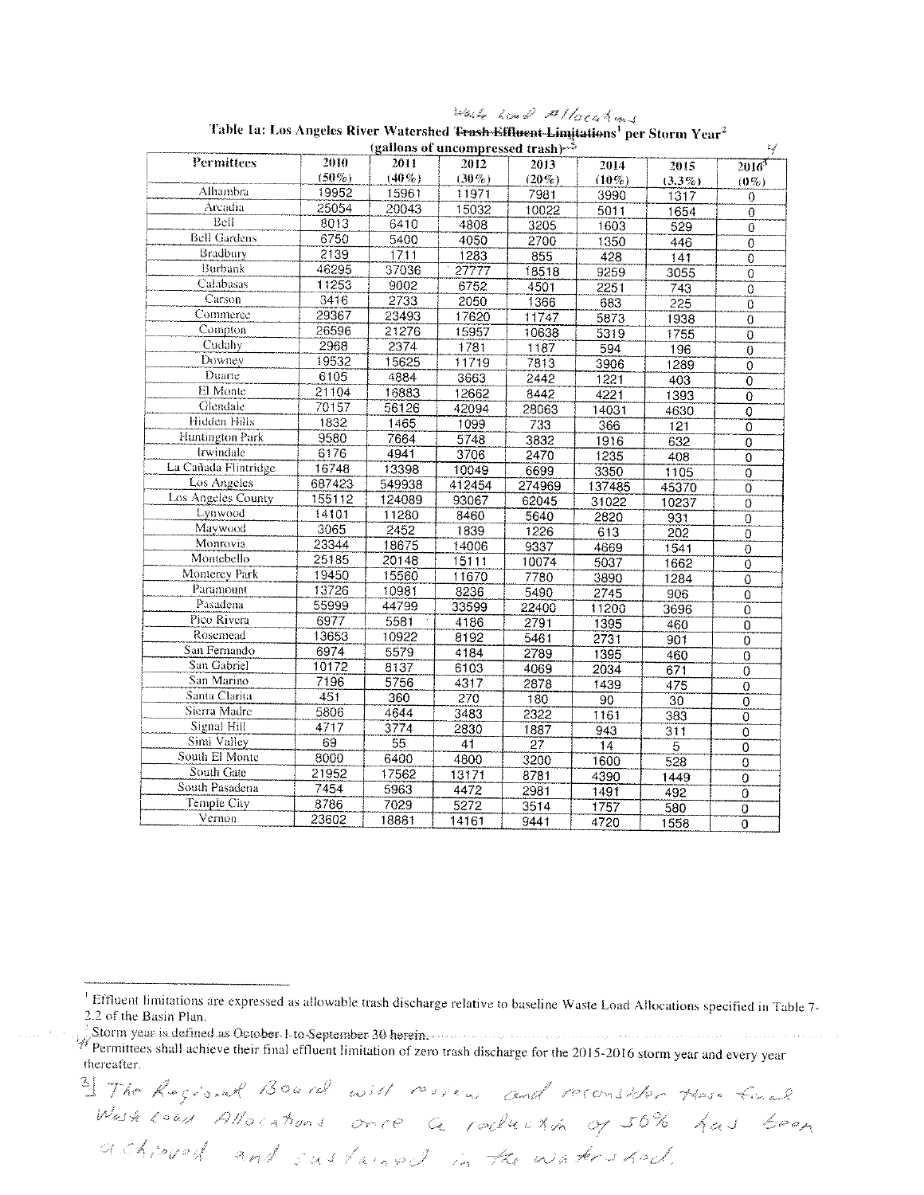Waste Load Allocations

**Table 1a: Los Angeles River Watershed ~~Trash Effluent Limitations~~[1] per Storm Year[2]**

(gallons of uncompressed trash)[3]

| Permittees | 2010 (50%) | 2011 (40%) | 2012 (30%) | 2013 (20%) | 2014 (10%) | 2015 (3.3%) | 2016[4] (0%) |
|---|---|---|---|---|---|---|---|
| Alhambra | 19952 | 15961 | 11971 | 7981 | 3990 | 1317 | 0 |
| Arcadia | 25054 | 20043 | 15032 | 10022 | 5011 | 1654 | 0 |
| Bell | 8013 | 6410 | 4808 | 3205 | 1603 | 529 | 0 |
| Bell Gardens | 6750 | 5400 | 4050 | 2700 | 1350 | 446 | 0 |
| Bradbury | 2139 | 1711 | 1283 | 855 | 428 | 141 | 0 |
| Burbank | 46295 | 37036 | 27777 | 18518 | 9259 | 3055 | 0 |
| Calabasas | 11253 | 9002 | 6752 | 4501 | 2251 | 743 | 0 |
| Carson | 3416 | 2733 | 2050 | 1366 | 683 | 225 | 0 |
| Commerce | 29367 | 23493 | 17620 | 11747 | 5873 | 1938 | 0 |
| Compton | 26596 | 21276 | 15957 | 10638 | 5319 | 1755 | 0 |
| Cudahy | 2968 | 2374 | 1781 | 1187 | 594 | 196 | 0 |
| Downey | 19532 | 15625 | 11719 | 7813 | 3906 | 1289 | 0 |
| Duarte | 6105 | 4884 | 3663 | 2442 | 1221 | 403 | 0 |
| El Monte | 21104 | 16883 | 12662 | 8442 | 4221 | 1393 | 0 |
| Glendale | 70157 | 56126 | 42094 | 28063 | 14031 | 4630 | 0 |
| Hidden Hills | 1832 | 1465 | 1099 | 733 | 366 | 121 | 0 |
| Huntington Park | 9580 | 7664 | 5748 | 3832 | 1916 | 632 | 0 |
| Irwindale | 6176 | 4941 | 3706 | 2470 | 1235 | 408 | 0 |
| La Cañada Flintridge | 16748 | 13398 | 10049 | 6699 | 3350 | 1105 | 0 |
| Los Angeles | 687423 | 549938 | 412454 | 274969 | 137485 | 45370 | 0 |
| Los Angeles County | 155112 | 124089 | 93067 | 62045 | 31022 | 10237 | 0 |
| Lynwood | 14101 | 11280 | 8460 | 5640 | 2820 | 931 | 0 |
| Maywood | 3065 | 2452 | 1839 | 1226 | 613 | 202 | 0 |
| Monrovia | 23344 | 18675 | 14006 | 9337 | 4669 | 1541 | 0 |
| Montebello | 25185 | 20148 | 15111 | 10074 | 5037 | 1662 | 0 |
| Monterey Park | 19450 | 15560 | 11670 | 7780 | 3890 | 1284 | 0 |
| Paramount | 13726 | 10981 | 8236 | 5490 | 2745 | 906 | 0 |
| Pasadena | 55999 | 44799 | 33599 | 22400 | 11200 | 3696 | 0 |
| Pico Rivera | 6977 | 5581 | 4186 | 2791 | 1395 | 460 | 0 |
| Rosemead | 13653 | 10922 | 8192 | 5461 | 2731 | 901 | 0 |
| San Fernando | 6974 | 5579 | 4184 | 2789 | 1395 | 460 | 0 |
| San Gabriel | 10172 | 8137 | 6103 | 4069 | 2034 | 671 | 0 |
| San Marino | 7196 | 5756 | 4317 | 2878 | 1439 | 475 | 0 |
| Santa Clarita | 451 | 360 | 270 | 180 | 90 | 30 | 0 |
| Sierra Madre | 5806 | 4644 | 3483 | 2322 | 1161 | 383 | 0 |
| Signal Hill | 4717 | 3774 | 2830 | 1887 | 943 | 311 | 0 |
| Simi Valley | 69 | 55 | 41 | 27 | 14 | 5 | 0 |
| South El Monte | 8000 | 6400 | 4800 | 3200 | 1600 | 528 | 0 |
| South Gate | 21952 | 17562 | 13171 | 8781 | 4390 | 1449 | 0 |
| South Pasadena | 7454 | 5963 | 4472 | 2981 | 1491 | 492 | 0 |
| Temple City | 8786 | 7029 | 5272 | 3514 | 1757 | 580 | 0 |
| Vernon | 23602 | 18881 | 14161 | 9441 | 4720 | 1558 | 0 |

---

[1] Effluent limitations are expressed as allowable trash discharge relative to baseline Waste Load Allocations specified in Table 7-2.2 of the Basin Plan.

[2] ~~Storm year is defined as October 1 to September 30 herein.~~

[4] Permittees shall achieve their final effluent limitation of zero trash discharge for the 2015-2016 storm year and every year thereafter.

[3] The Regional Board will review and reconsider these final Waste Load Allocations once a reduction of 50% has been achieved and sustained in the watershed.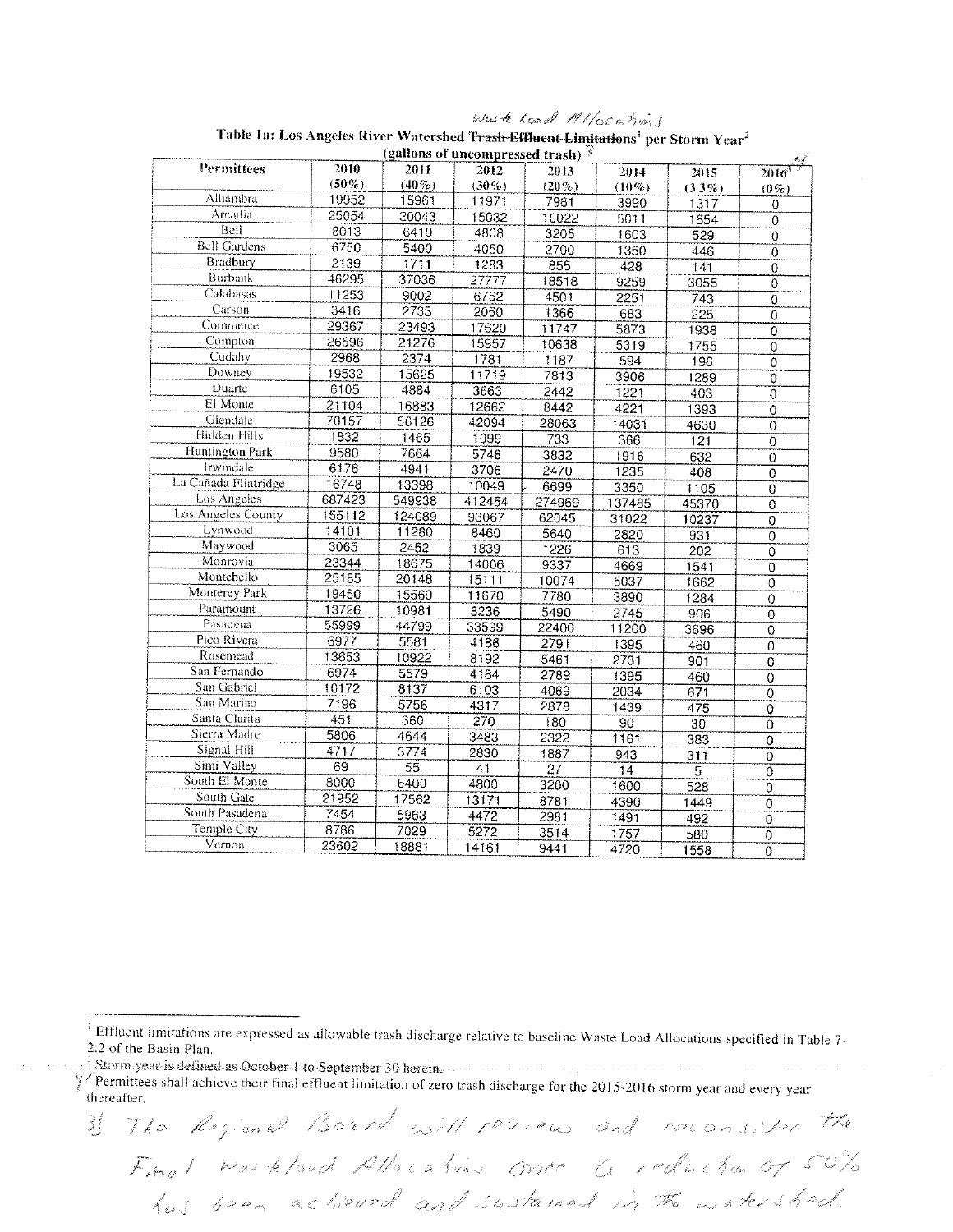Waste Load Allocations

**Table 1a: Los Angeles River Watershed ~~Trash Effluent Limitations~~[1] per Storm Year[2]**

**(gallons of uncompressed trash)** [3]

| Permittees | 2010 (50%) | 2011 (40%) | 2012 (30%) | 2013 (20%) | 2014 (10%) | 2015 (3.3%) | 2016[4] (0%) |
|---|---|---|---|---|---|---|---|
| Alhambra | 19952 | 15961 | 11971 | 7981 | 3990 | 1317 | 0 |
| Arcadia | 25054 | 20043 | 15032 | 10022 | 5011 | 1654 | 0 |
| Bell | 8013 | 6410 | 4808 | 3205 | 1603 | 529 | 0 |
| Bell Gardens | 6750 | 5400 | 4050 | 2700 | 1350 | 446 | 0 |
| Bradbury | 2139 | 1711 | 1283 | 855 | 428 | 141 | 0 |
| Burbank | 46295 | 37036 | 27777 | 18518 | 9259 | 3055 | 0 |
| Calabasas | 11253 | 9002 | 6752 | 4501 | 2251 | 743 | 0 |
| Carson | 3416 | 2733 | 2050 | 1366 | 683 | 225 | 0 |
| Commerce | 29367 | 23493 | 17620 | 11747 | 5873 | 1938 | 0 |
| Compton | 26596 | 21276 | 15957 | 10638 | 5319 | 1755 | 0 |
| Cudahy | 2968 | 2374 | 1781 | 1187 | 594 | 196 | 0 |
| Downey | 19532 | 15625 | 11719 | 7813 | 3906 | 1289 | 0 |
| Duarte | 6105 | 4884 | 3663 | 2442 | 1221 | 403 | 0 |
| El Monte | 21104 | 16883 | 12662 | 8442 | 4221 | 1393 | 0 |
| Glendale | 70157 | 56126 | 42094 | 28063 | 14031 | 4630 | 0 |
| Hidden Hills | 1832 | 1465 | 1099 | 733 | 366 | 121 | 0 |
| Huntington Park | 9580 | 7664 | 5748 | 3832 | 1916 | 632 | 0 |
| Irwindale | 6176 | 4941 | 3706 | 2470 | 1235 | 408 | 0 |
| La Cañada Flintridge | 16748 | 13398 | 10049 | 6699 | 3350 | 1105 | 0 |
| Los Angeles | 687423 | 549938 | 412454 | 274969 | 137485 | 45370 | 0 |
| Los Angeles County | 155112 | 124089 | 93067 | 62045 | 31022 | 10237 | 0 |
| Lynwood | 14101 | 11280 | 8460 | 5640 | 2820 | 931 | 0 |
| Maywood | 3065 | 2452 | 1839 | 1226 | 613 | 202 | 0 |
| Monrovia | 23344 | 18675 | 14006 | 9337 | 4669 | 1541 | 0 |
| Montebello | 25185 | 20148 | 15111 | 10074 | 5037 | 1662 | 0 |
| Monterey Park | 19450 | 15560 | 11670 | 7780 | 3890 | 1284 | 0 |
| Paramount | 13726 | 10981 | 8236 | 5490 | 2745 | 906 | 0 |
| Pasadena | 55999 | 44799 | 33599 | 22400 | 11200 | 3696 | 0 |
| Pico Rivera | 6977 | 5581 | 4186 | 2791 | 1395 | 460 | 0 |
| Rosemead | 13653 | 10922 | 8192 | 5461 | 2731 | 901 | 0 |
| San Fernando | 6974 | 5579 | 4184 | 2789 | 1395 | 460 | 0 |
| San Gabriel | 10172 | 8137 | 6103 | 4069 | 2034 | 671 | 0 |
| San Marino | 7196 | 5756 | 4317 | 2878 | 1439 | 475 | 0 |
| Santa Clarita | 451 | 360 | 270 | 180 | 90 | 30 | 0 |
| Sierra Madre | 5806 | 4644 | 3483 | 2322 | 1161 | 383 | 0 |
| Signal Hill | 4717 | 3774 | 2830 | 1887 | 943 | 311 | 0 |
| Simi Valley | 69 | 55 | 41 | 27 | 14 | 5 | 0 |
| South El Monte | 8000 | 6400 | 4800 | 3200 | 1600 | 528 | 0 |
| South Gate | 21952 | 17562 | 13171 | 8781 | 4390 | 1449 | 0 |
| South Pasadena | 7454 | 5963 | 4472 | 2981 | 1491 | 492 | 0 |
| Temple City | 8786 | 7029 | 5272 | 3514 | 1757 | 580 | 0 |
| Vernon | 23602 | 18881 | 14161 | 9441 | 4720 | 1558 | 0 |

[1] Effluent limitations are expressed as allowable trash discharge relative to baseline Waste Load Allocations specified in Table 7-2.2 of the Basin Plan.

~~[2] Storm year is defined as October 1 to September 30 herein.~~

[4] Permittees shall achieve their final effluent limitation of zero trash discharge for the 2015-2016 storm year and every year thereafter.

[3] The Regional Board will review and reconsider the Final Waste load Allocations once a reduction of 50% has been achieved and sustained in the watershed.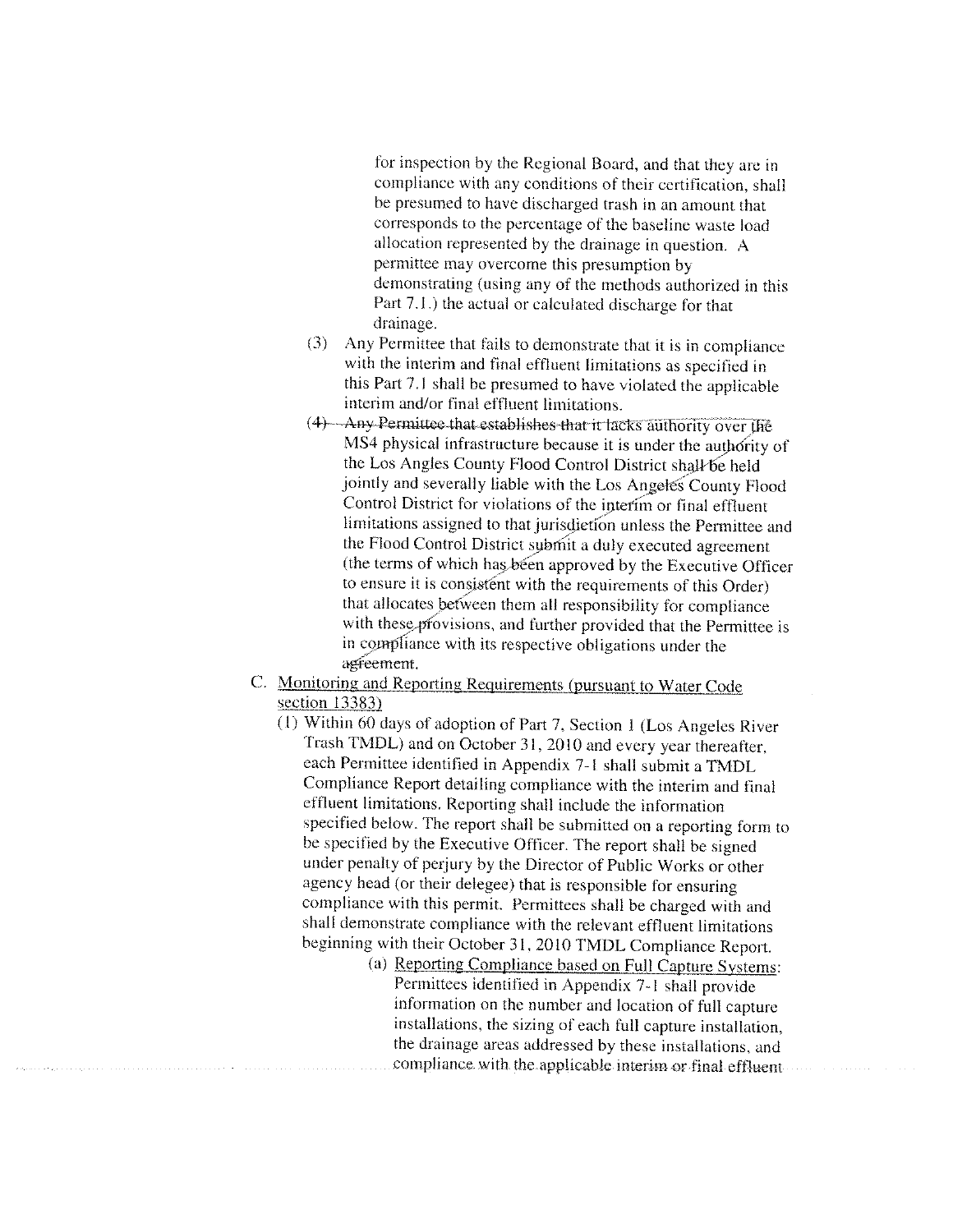for inspection by the Regional Board, and that they are in compliance with any conditions of their certification, shall be presumed to have discharged trash in an amount that corresponds to the percentage of the baseline waste load allocation represented by the drainage in question. A permittee may overcome this presumption by demonstrating (using any of the methods authorized in this Part 7.1.) the actual or calculated discharge for that drainage.

(3) Any Permittee that fails to demonstrate that it is in compliance with the interim and final effluent limitations as specified in this Part 7.1 shall be presumed to have violated the applicable interim and/or final effluent limitations.

(4) ~~Any Permittee that establishes that it lacks authority over the MS4 physical infrastructure because it is under the authority of the Los Angles County Flood Control District shall be held jointly and severally liable with the Los Angeles County Flood Control District for violations of the interim or final effluent limitations assigned to that jurisdiction unless the Permittee and the Flood Control District submit a duly executed agreement (the terms of which has been approved by the Executive Officer to ensure it is consistent with the requirements of this Order) that allocates between them all responsibility for compliance with these provisions, and further provided that the Permittee is in compliance with its respective obligations under the agreement.~~

C. <u>Monitoring and Reporting Requirements (pursuant to Water Code section 13383)</u>

(1) Within 60 days of adoption of Part 7, Section 1 (Los Angeles River Trash TMDL) and on October 31, 2010 and every year thereafter, each Permittee identified in Appendix 7-1 shall submit a TMDL Compliance Report detailing compliance with the interim and final effluent limitations. Reporting shall include the information specified below. The report shall be submitted on a reporting form to be specified by the Executive Officer. The report shall be signed under penalty of perjury by the Director of Public Works or other agency head (or their delegee) that is responsible for ensuring compliance with this permit. Permittees shall be charged with and shall demonstrate compliance with the relevant effluent limitations beginning with their October 31, 2010 TMDL Compliance Report.

(a) <u>Reporting Compliance based on Full Capture Systems</u>: Permittees identified in Appendix 7-1 shall provide information on the number and location of full capture installations, the sizing of each full capture installation, the drainage areas addressed by these installations, and compliance with the applicable interim or final effluent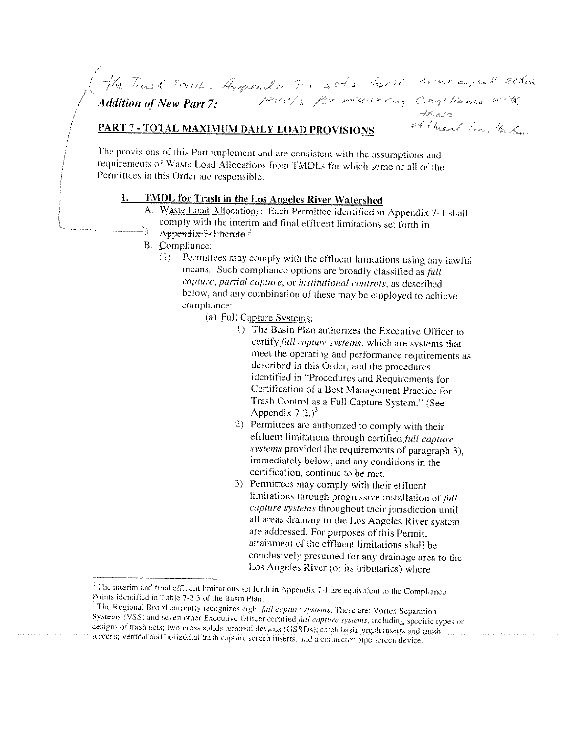(the Trash TMDL. Appendix 7-1 sets forth municipal action levels for measuring compliance with these effluent limitations

*Addition of New Part 7:*

## PART 7 - TOTAL MAXIMUM DAILY LOAD PROVISIONS

The provisions of this Part implement and are consistent with the assumptions and requirements of Waste Load Allocations from TMDLs for which some or all of the Permittees in this Order are responsible.

### 1. TMDL for Trash in the Los Angeles River Watershed

A. Waste Load Allocations: Each Permittee identified in Appendix 7-1 shall comply with the interim and final effluent limitations set forth in ~~Appendix 7-1 hereto.~~[2]

B. Compliance:

(1) Permittees may comply with the effluent limitations using any lawful means. Such compliance options are broadly classified as *full capture*, *partial capture*, or *institutional controls*, as described below, and any combination of these may be employed to achieve compliance:

(a) Full Capture Systems:

1) The Basin Plan authorizes the Executive Officer to certify *full capture systems*, which are systems that meet the operating and performance requirements as described in this Order, and the procedures identified in "Procedures and Requirements for Certification of a Best Management Practice for Trash Control as a Full Capture System." (See Appendix 7-2.)[3]

2) Permittees are authorized to comply with their effluent limitations through certified *full capture systems* provided the requirements of paragraph 3), immediately below, and any conditions in the certification, continue to be met.

3) Permittees may comply with their effluent limitations through progressive installation of *full capture systems* throughout their jurisdiction until all areas draining to the Los Angeles River system are addressed. For purposes of this Permit, attainment of the effluent limitations shall be conclusively presumed for any drainage area to the Los Angeles River (or its tributaries) where

---

[2] The interim and final effluent limitations set forth in Appendix 7-1 are equivalent to the Compliance Points identified in Table 7-2.3 of the Basin Plan.

[3] The Regional Board currently recognizes eight *full capture systems*. These are: Vortex Separation Systems (VSS) and seven other Executive Officer certified *full capture systems*, including specific types or designs of trash nets; two gross solids removal devices (GSRDs); catch basin brush inserts and mesh screens; vertical and horizontal trash capture screen inserts; and a connector pipe screen device.